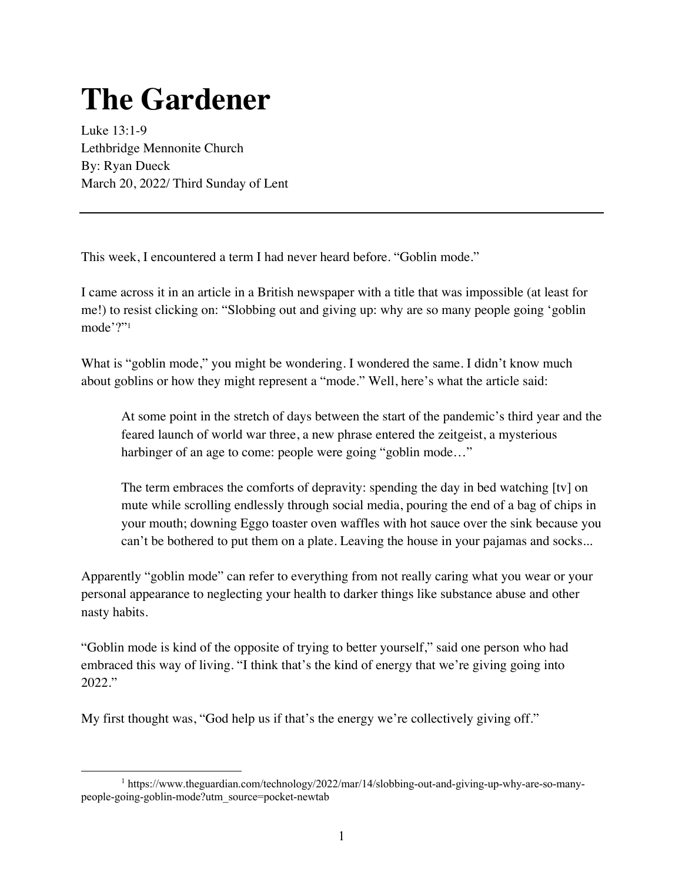# The Gardener

Luke 13:1-9
Lethbridge Mennonite Church
By: Ryan Dueck
March 20, 2022/ Third Sunday of Lent

---

This week, I encountered a term I had never heard before. "Goblin mode."

I came across it in an article in a British newspaper with a title that was impossible (at least for me!) to resist clicking on: "Slobbing out and giving up: why are so many people going 'goblin mode'?"[1]

What is "goblin mode," you might be wondering. I wondered the same. I didn't know much about goblins or how they might represent a "mode." Well, here's what the article said:

> At some point in the stretch of days between the start of the pandemic's third year and the feared launch of world war three, a new phrase entered the zeitgeist, a mysterious harbinger of an age to come: people were going "goblin mode…"
>
> The term embraces the comforts of depravity: spending the day in bed watching [tv] on mute while scrolling endlessly through social media, pouring the end of a bag of chips in your mouth; downing Eggo toaster oven waffles with hot sauce over the sink because you can't be bothered to put them on a plate. Leaving the house in your pajamas and socks...

Apparently "goblin mode" can refer to everything from not really caring what you wear or your personal appearance to neglecting your health to darker things like substance abuse and other nasty habits.

"Goblin mode is kind of the opposite of trying to better yourself," said one person who had embraced this way of living. "I think that's the kind of energy that we're giving going into 2022."

My first thought was, "God help us if that's the energy we're collectively giving off."

---

[1] https://www.theguardian.com/technology/2022/mar/14/slobbing-out-and-giving-up-why-are-so-many-people-going-goblin-mode?utm_source=pocket-newtab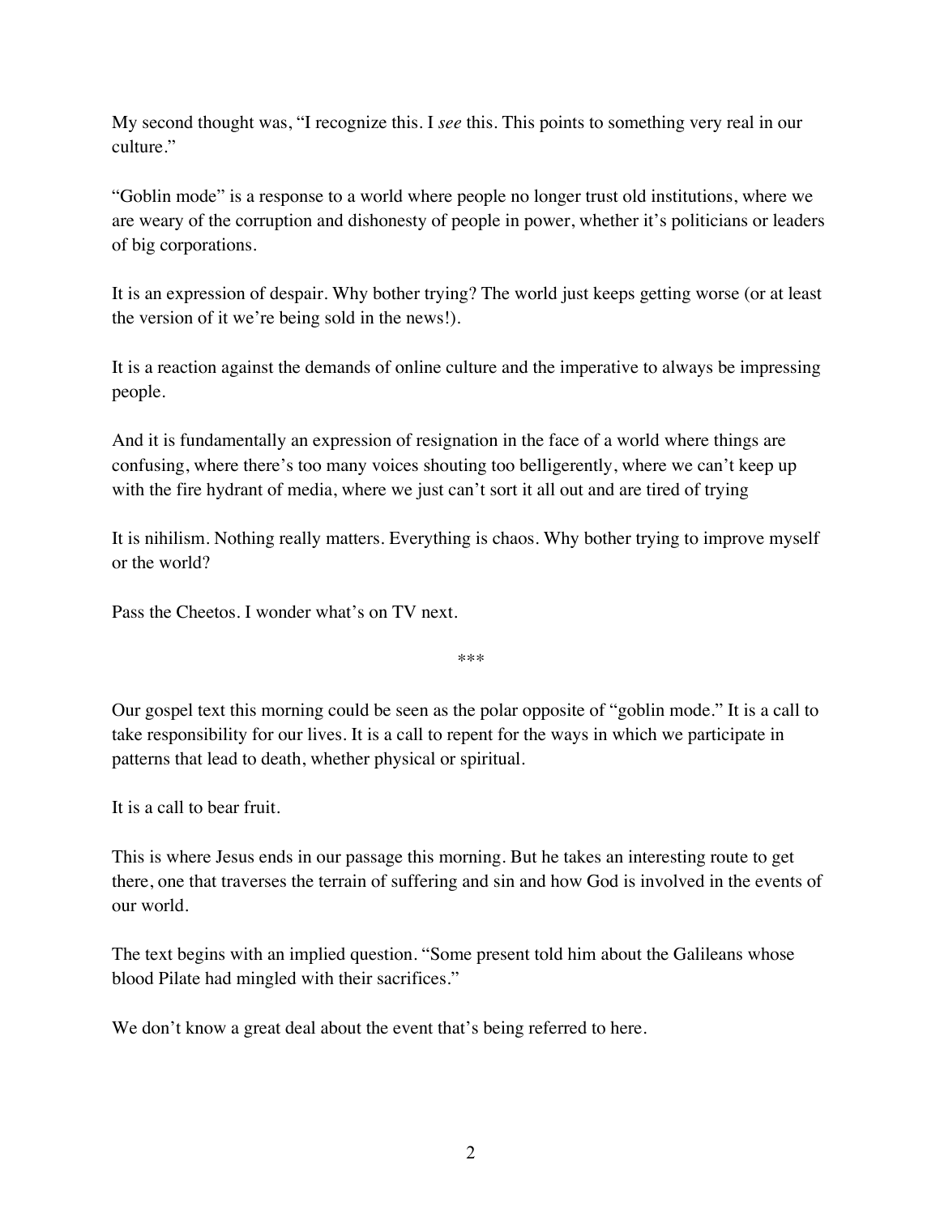My second thought was, "I recognize this. I *see* this. This points to something very real in our culture."

"Goblin mode" is a response to a world where people no longer trust old institutions, where we are weary of the corruption and dishonesty of people in power, whether it's politicians or leaders of big corporations.

It is an expression of despair. Why bother trying? The world just keeps getting worse (or at least the version of it we're being sold in the news!).

It is a reaction against the demands of online culture and the imperative to always be impressing people.

And it is fundamentally an expression of resignation in the face of a world where things are confusing, where there's too many voices shouting too belligerently, where we can't keep up with the fire hydrant of media, where we just can't sort it all out and are tired of trying

It is nihilism. Nothing really matters. Everything is chaos. Why bother trying to improve myself or the world?

Pass the Cheetos. I wonder what's on TV next.

\*\*\*

Our gospel text this morning could be seen as the polar opposite of "goblin mode." It is a call to take responsibility for our lives. It is a call to repent for the ways in which we participate in patterns that lead to death, whether physical or spiritual.

It is a call to bear fruit.

This is where Jesus ends in our passage this morning. But he takes an interesting route to get there, one that traverses the terrain of suffering and sin and how God is involved in the events of our world.

The text begins with an implied question. "Some present told him about the Galileans whose blood Pilate had mingled with their sacrifices."

We don't know a great deal about the event that's being referred to here.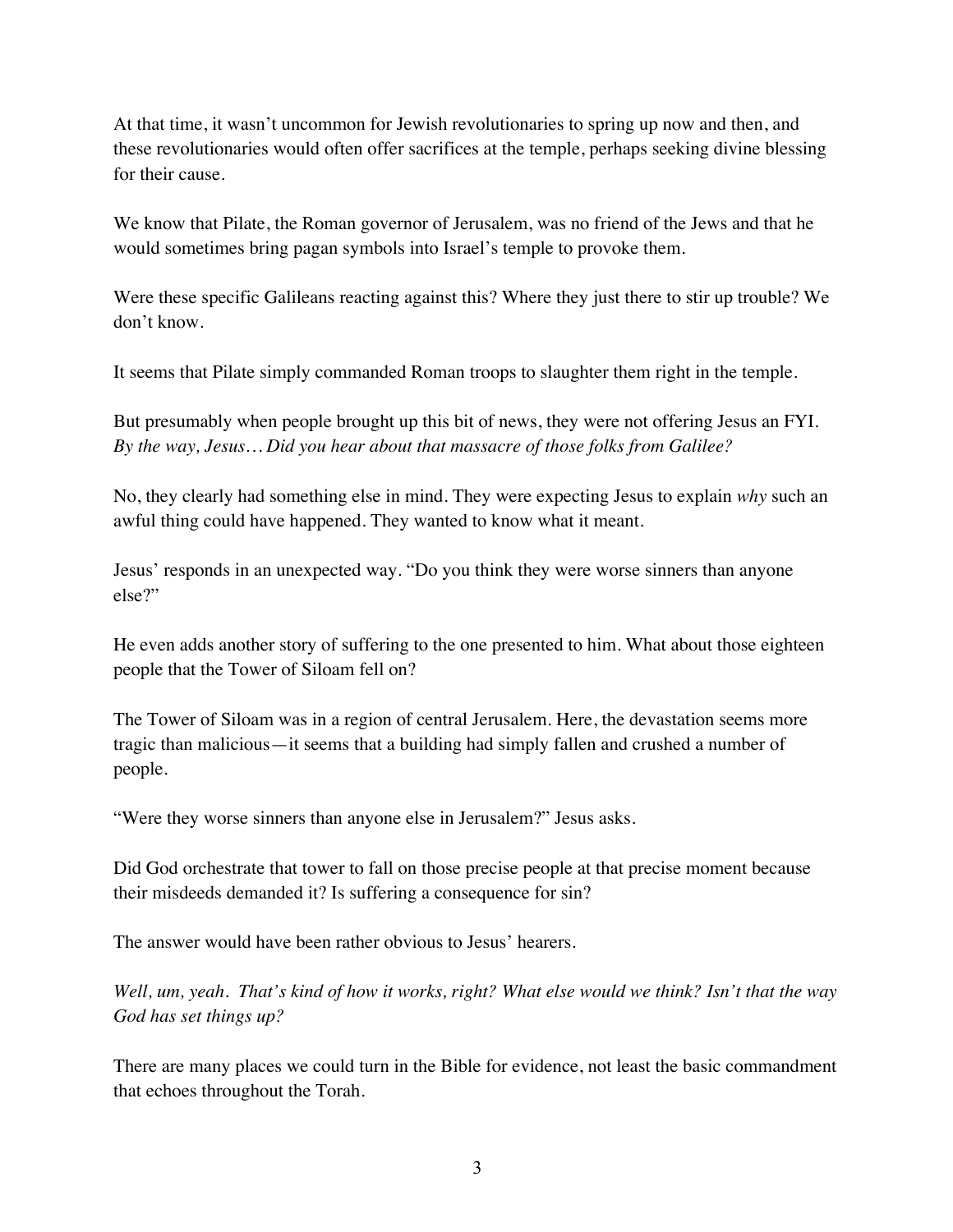At that time, it wasn't uncommon for Jewish revolutionaries to spring up now and then, and these revolutionaries would often offer sacrifices at the temple, perhaps seeking divine blessing for their cause.

We know that Pilate, the Roman governor of Jerusalem, was no friend of the Jews and that he would sometimes bring pagan symbols into Israel's temple to provoke them.

Were these specific Galileans reacting against this? Where they just there to stir up trouble? We don't know.

It seems that Pilate simply commanded Roman troops to slaughter them right in the temple.

But presumably when people brought up this bit of news, they were not offering Jesus an FYI. *By the way, Jesus… Did you hear about that massacre of those folks from Galilee?*

No, they clearly had something else in mind. They were expecting Jesus to explain *why* such an awful thing could have happened. They wanted to know what it meant.

Jesus' responds in an unexpected way. "Do you think they were worse sinners than anyone else?"

He even adds another story of suffering to the one presented to him. What about those eighteen people that the Tower of Siloam fell on?

The Tower of Siloam was in a region of central Jerusalem. Here, the devastation seems more tragic than malicious—it seems that a building had simply fallen and crushed a number of people.

"Were they worse sinners than anyone else in Jerusalem?" Jesus asks.

Did God orchestrate that tower to fall on those precise people at that precise moment because their misdeeds demanded it? Is suffering a consequence for sin?

The answer would have been rather obvious to Jesus' hearers.

*Well, um, yeah. That's kind of how it works, right? What else would we think? Isn't that the way God has set things up?*

There are many places we could turn in the Bible for evidence, not least the basic commandment that echoes throughout the Torah.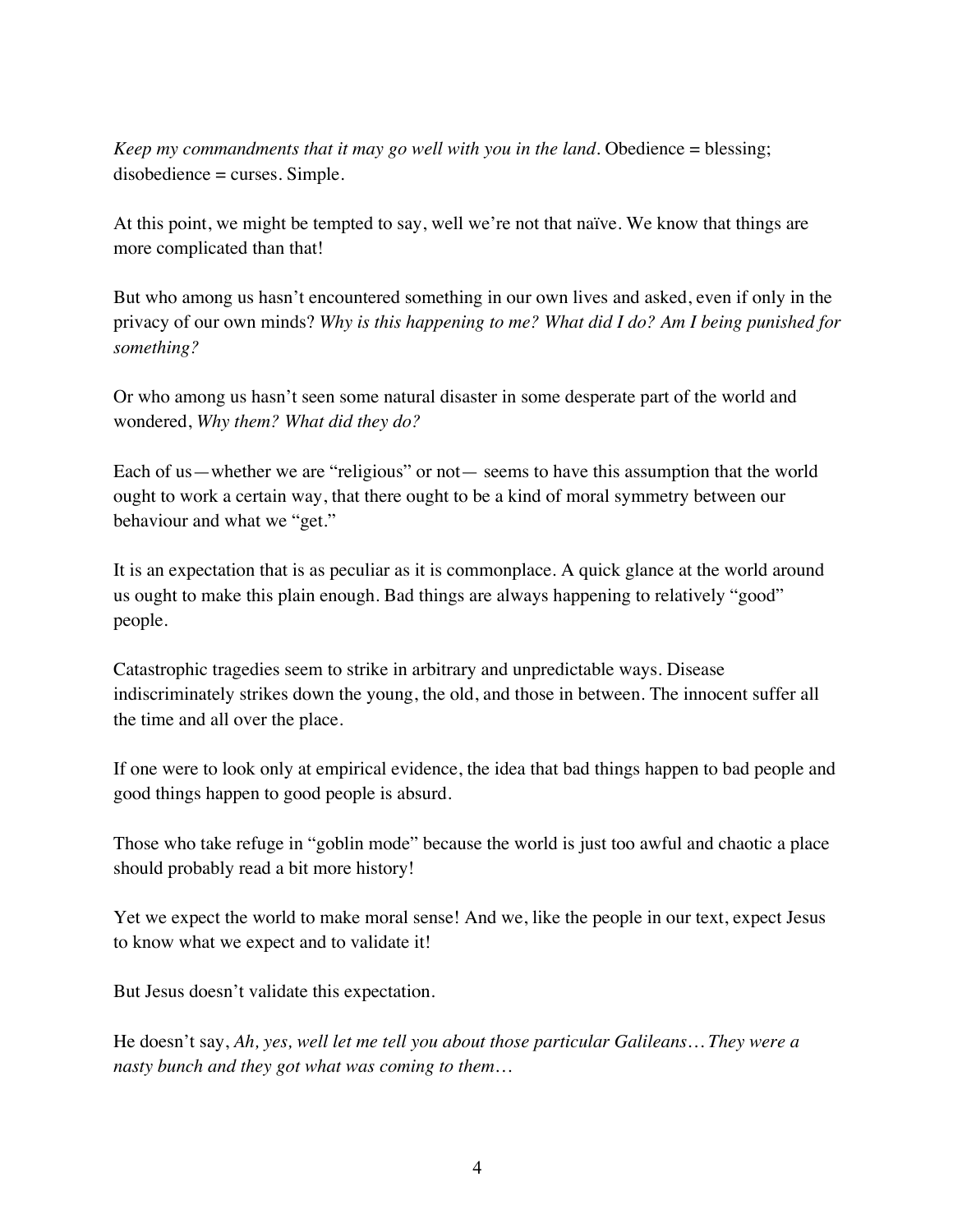*Keep my commandments that it may go well with you in the land*. Obedience = blessing; disobedience = curses. Simple.

At this point, we might be tempted to say, well we're not that naïve. We know that things are more complicated than that!

But who among us hasn't encountered something in our own lives and asked, even if only in the privacy of our own minds? *Why is this happening to me? What did I do? Am I being punished for something?*

Or who among us hasn't seen some natural disaster in some desperate part of the world and wondered, *Why them? What did they do?*

Each of us—whether we are "religious" or not— seems to have this assumption that the world ought to work a certain way, that there ought to be a kind of moral symmetry between our behaviour and what we "get."

It is an expectation that is as peculiar as it is commonplace. A quick glance at the world around us ought to make this plain enough. Bad things are always happening to relatively "good" people.

Catastrophic tragedies seem to strike in arbitrary and unpredictable ways. Disease indiscriminately strikes down the young, the old, and those in between. The innocent suffer all the time and all over the place.

If one were to look only at empirical evidence, the idea that bad things happen to bad people and good things happen to good people is absurd.

Those who take refuge in "goblin mode" because the world is just too awful and chaotic a place should probably read a bit more history!

Yet we expect the world to make moral sense! And we, like the people in our text, expect Jesus to know what we expect and to validate it!

But Jesus doesn't validate this expectation.

He doesn't say, *Ah, yes, well let me tell you about those particular Galileans… They were a nasty bunch and they got what was coming to them…*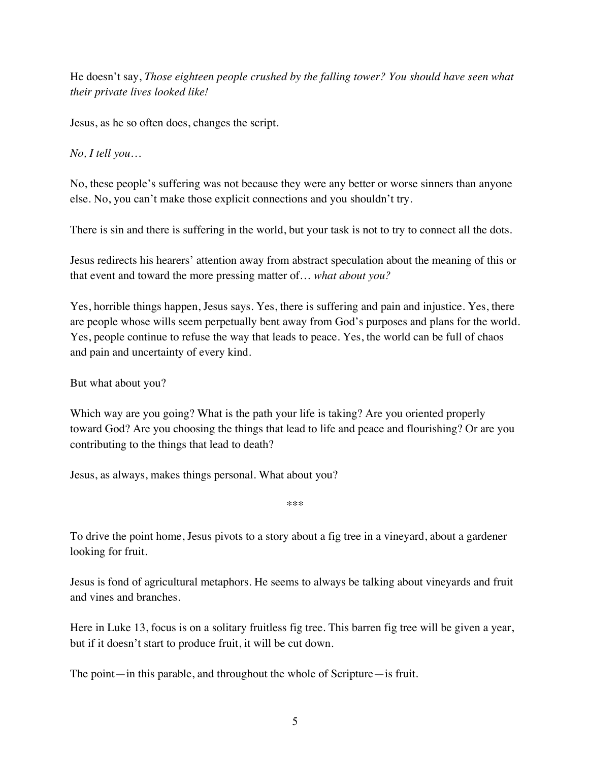He doesn't say, *Those eighteen people crushed by the falling tower? You should have seen what their private lives looked like!*

Jesus, as he so often does, changes the script.

*No, I tell you…*

No, these people's suffering was not because they were any better or worse sinners than anyone else. No, you can't make those explicit connections and you shouldn't try.

There is sin and there is suffering in the world, but your task is not to try to connect all the dots.

Jesus redirects his hearers' attention away from abstract speculation about the meaning of this or that event and toward the more pressing matter of… *what about you?*

Yes, horrible things happen, Jesus says. Yes, there is suffering and pain and injustice. Yes, there are people whose wills seem perpetually bent away from God's purposes and plans for the world. Yes, people continue to refuse the way that leads to peace. Yes, the world can be full of chaos and pain and uncertainty of every kind.

But what about you?

Which way are you going? What is the path your life is taking? Are you oriented properly toward God? Are you choosing the things that lead to life and peace and flourishing? Or are you contributing to the things that lead to death?

Jesus, as always, makes things personal. What about you?

***

To drive the point home, Jesus pivots to a story about a fig tree in a vineyard, about a gardener looking for fruit.

Jesus is fond of agricultural metaphors. He seems to always be talking about vineyards and fruit and vines and branches.

Here in Luke 13, focus is on a solitary fruitless fig tree. This barren fig tree will be given a year, but if it doesn't start to produce fruit, it will be cut down.

The point—in this parable, and throughout the whole of Scripture—is fruit.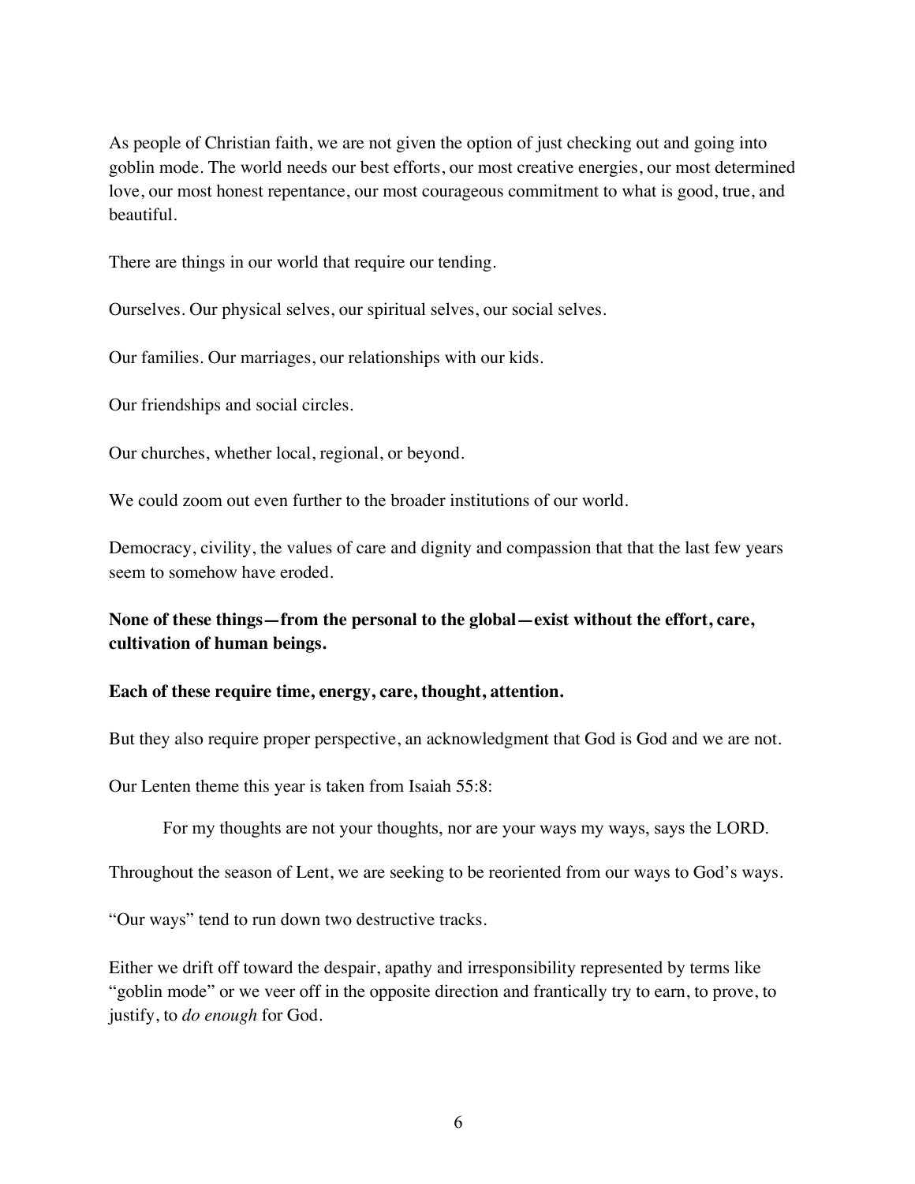As people of Christian faith, we are not given the option of just checking out and going into goblin mode. The world needs our best efforts, our most creative energies, our most determined love, our most honest repentance, our most courageous commitment to what is good, true, and beautiful.

There are things in our world that require our tending.

Ourselves. Our physical selves, our spiritual selves, our social selves.

Our families. Our marriages, our relationships with our kids.

Our friendships and social circles.

Our churches, whether local, regional, or beyond.

We could zoom out even further to the broader institutions of our world.

Democracy, civility, the values of care and dignity and compassion that that the last few years seem to somehow have eroded.

**None of these things—from the personal to the global—exist without the effort, care, cultivation of human beings.**

**Each of these require time, energy, care, thought, attention.**

But they also require proper perspective, an acknowledgment that God is God and we are not.

Our Lenten theme this year is taken from Isaiah 55:8:

> For my thoughts are not your thoughts, nor are your ways my ways, says the LORD.

Throughout the season of Lent, we are seeking to be reoriented from our ways to God's ways.

"Our ways" tend to run down two destructive tracks.

Either we drift off toward the despair, apathy and irresponsibility represented by terms like "goblin mode" or we veer off in the opposite direction and frantically try to earn, to prove, to justify, to *do enough* for God.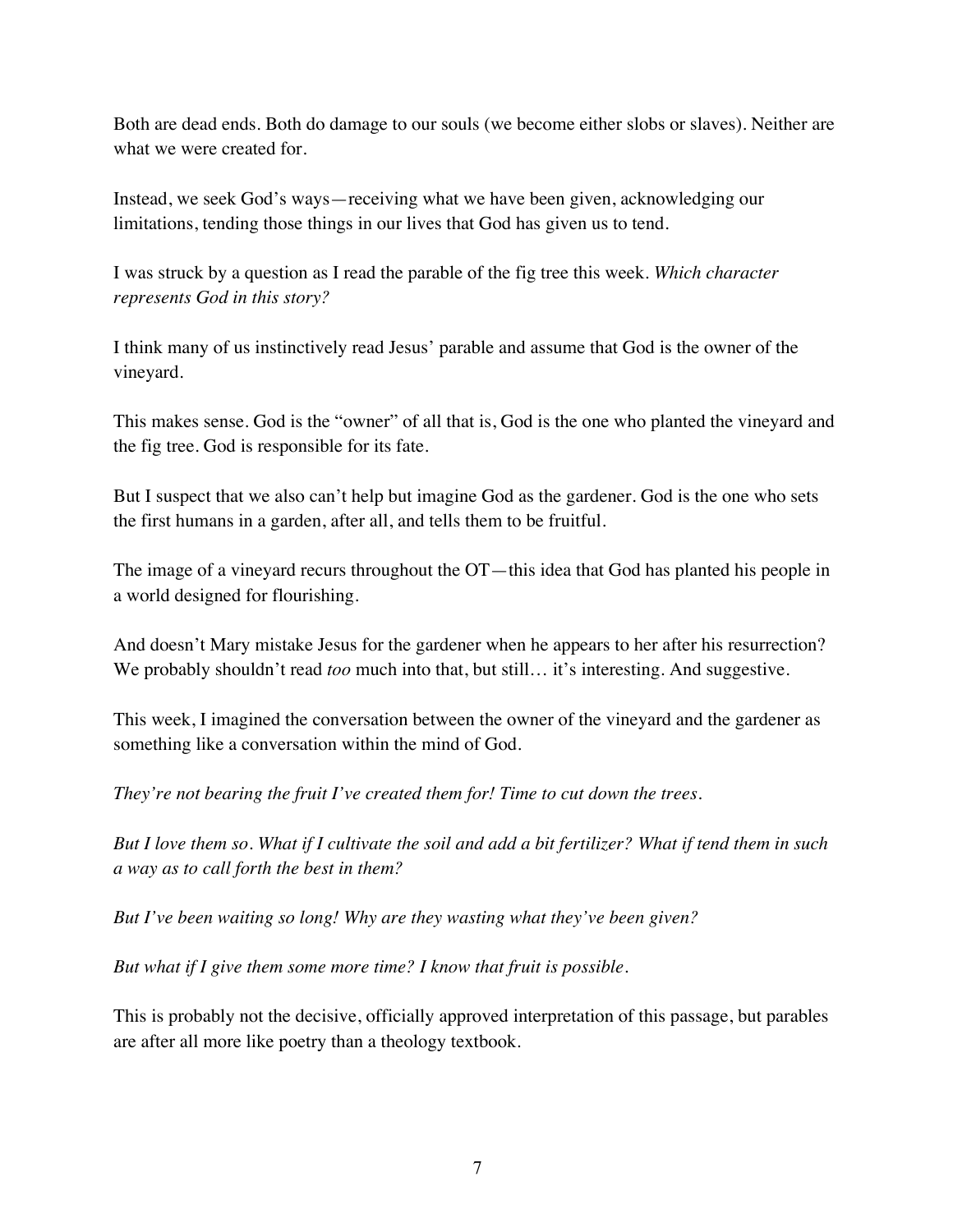Both are dead ends. Both do damage to our souls (we become either slobs or slaves). Neither are what we were created for.

Instead, we seek God's ways—receiving what we have been given, acknowledging our limitations, tending those things in our lives that God has given us to tend.

I was struck by a question as I read the parable of the fig tree this week. *Which character represents God in this story?*

I think many of us instinctively read Jesus' parable and assume that God is the owner of the vineyard.

This makes sense. God is the "owner" of all that is, God is the one who planted the vineyard and the fig tree. God is responsible for its fate.

But I suspect that we also can't help but imagine God as the gardener. God is the one who sets the first humans in a garden, after all, and tells them to be fruitful.

The image of a vineyard recurs throughout the OT—this idea that God has planted his people in a world designed for flourishing.

And doesn't Mary mistake Jesus for the gardener when he appears to her after his resurrection? We probably shouldn't read *too* much into that, but still… it's interesting. And suggestive.

This week, I imagined the conversation between the owner of the vineyard and the gardener as something like a conversation within the mind of God.

*They're not bearing the fruit I've created them for! Time to cut down the trees.*

*But I love them so. What if I cultivate the soil and add a bit fertilizer? What if tend them in such a way as to call forth the best in them?*

*But I've been waiting so long! Why are they wasting what they've been given?*

*But what if I give them some more time? I know that fruit is possible.*

This is probably not the decisive, officially approved interpretation of this passage, but parables are after all more like poetry than a theology textbook.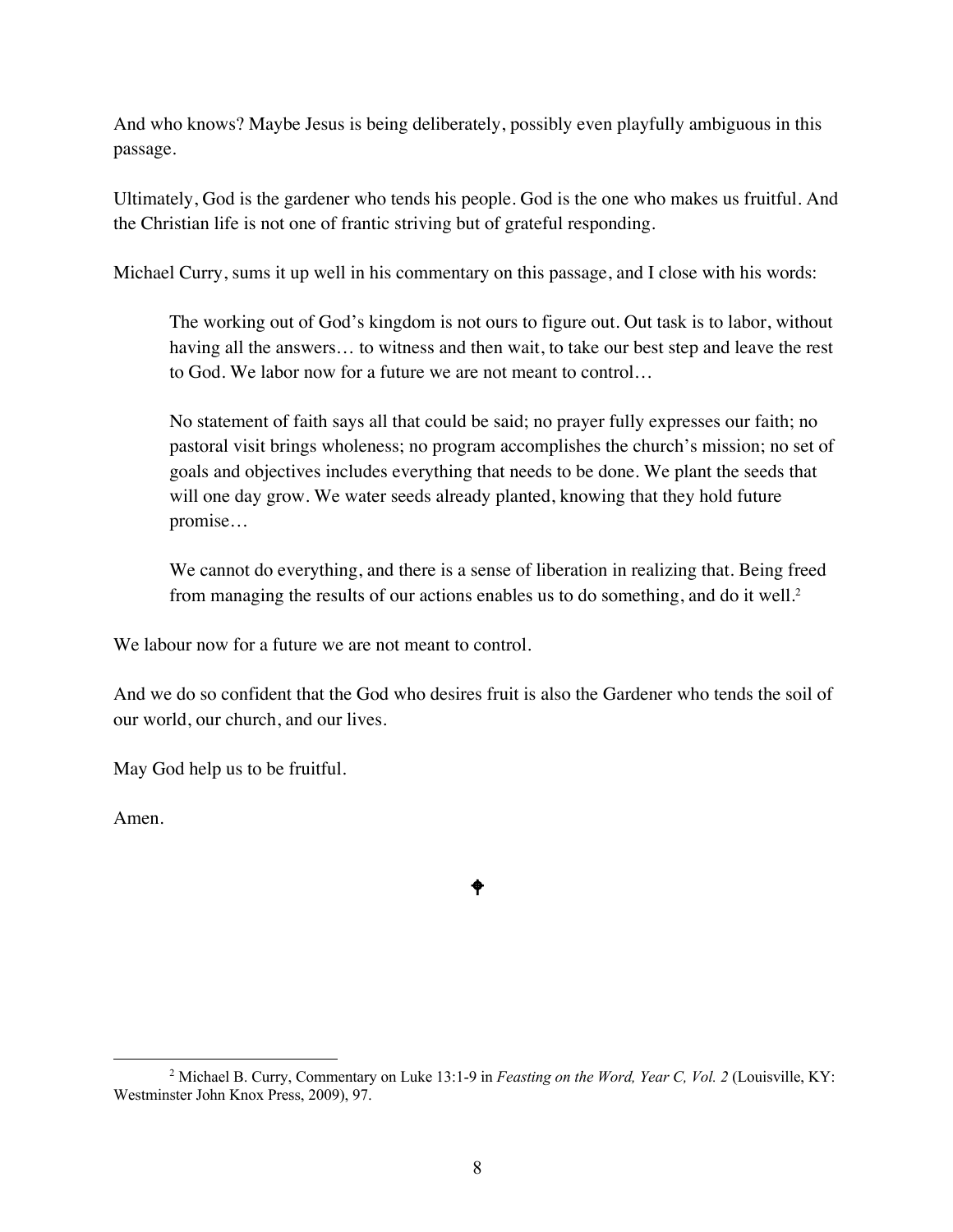And who knows? Maybe Jesus is being deliberately, possibly even playfully ambiguous in this passage.

Ultimately, God is the gardener who tends his people. God is the one who makes us fruitful. And the Christian life is not one of frantic striving but of grateful responding.

Michael Curry, sums it up well in his commentary on this passage, and I close with his words:

> The working out of God's kingdom is not ours to figure out. Out task is to labor, without having all the answers… to witness and then wait, to take our best step and leave the rest to God. We labor now for a future we are not meant to control…
>
> No statement of faith says all that could be said; no prayer fully expresses our faith; no pastoral visit brings wholeness; no program accomplishes the church's mission; no set of goals and objectives includes everything that needs to be done. We plant the seeds that will one day grow. We water seeds already planted, knowing that they hold future promise…
>
> We cannot do everything, and there is a sense of liberation in realizing that. Being freed from managing the results of our actions enables us to do something, and do it well.[2]

We labour now for a future we are not meant to control.

And we do so confident that the God who desires fruit is also the Gardener who tends the soil of our world, our church, and our lives.

May God help us to be fruitful.

Amen.

✠

[2] Michael B. Curry, Commentary on Luke 13:1-9 in *Feasting on the Word, Year C, Vol. 2* (Louisville, KY: Westminster John Knox Press, 2009), 97.